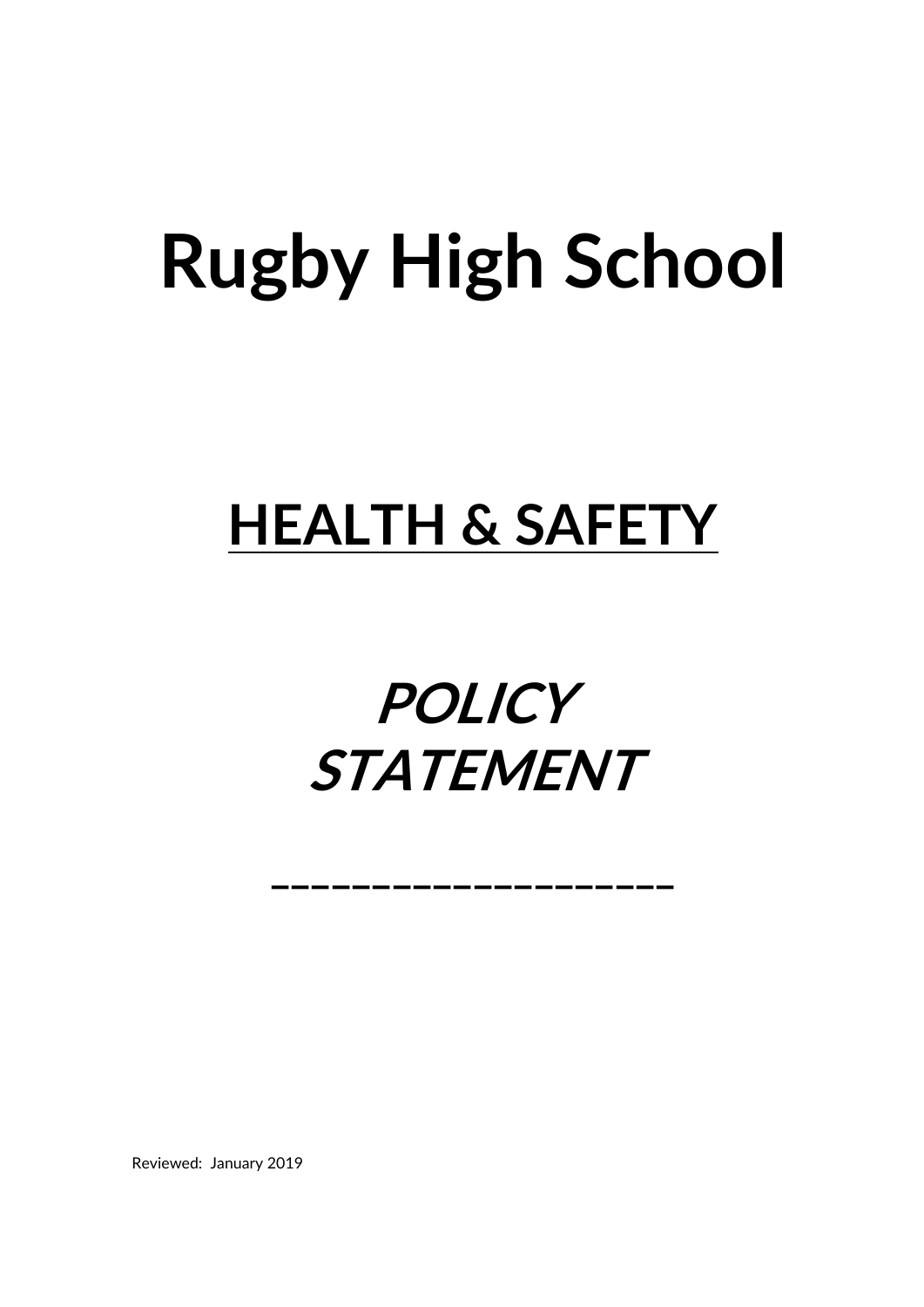# Rugby High School

## <u>HEALTH & SAFETY</u>

## *POLICY STATEMENT*

____________________

Reviewed: January 2019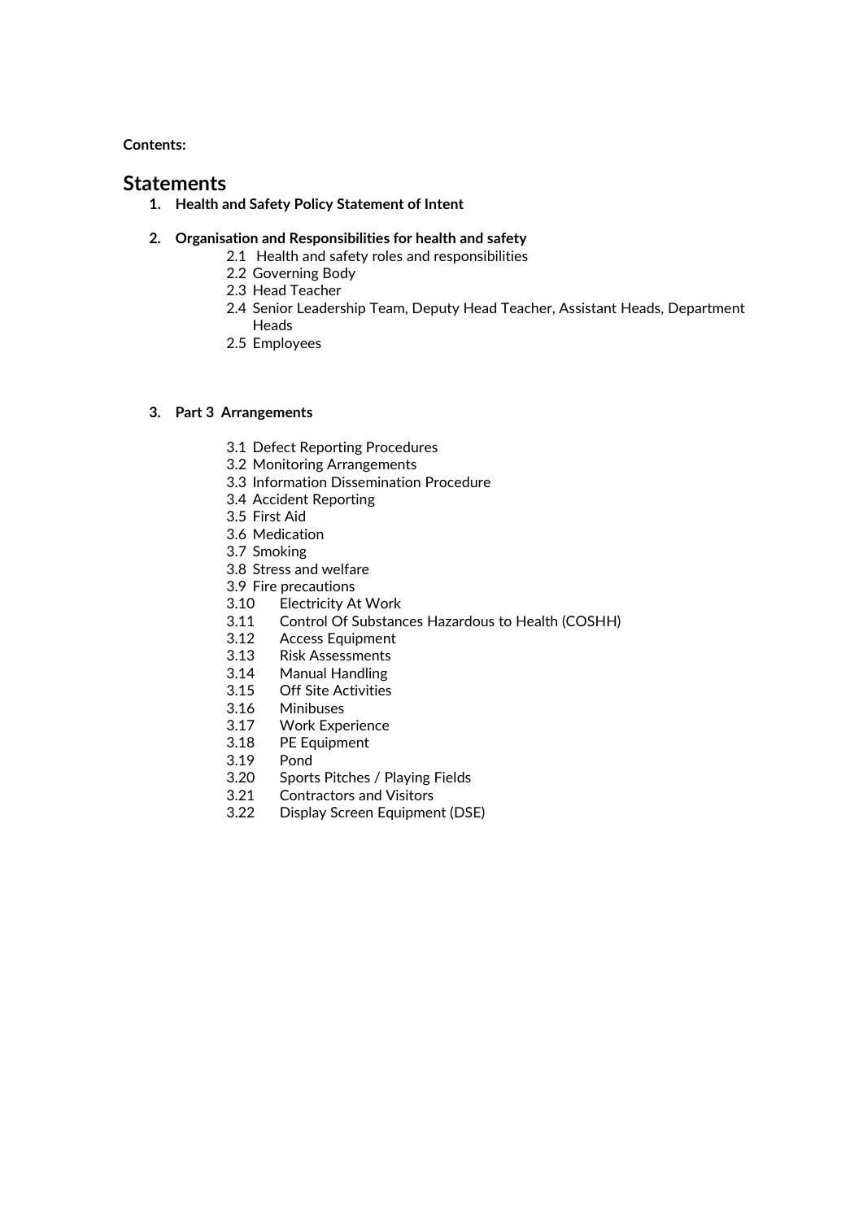**Contents:**

# Statements

1. **Health and Safety Policy Statement of Intent**

2. **Organisation and Responsibilities for health and safety**
    - 2.1 Health and safety roles and responsibilities
    - 2.2 Governing Body
    - 2.3 Head Teacher
    - 2.4 Senior Leadership Team, Deputy Head Teacher, Assistant Heads, Department Heads
    - 2.5 Employees

3. **Part 3 Arrangements**
    - 3.1 Defect Reporting Procedures
    - 3.2 Monitoring Arrangements
    - 3.3 Information Dissemination Procedure
    - 3.4 Accident Reporting
    - 3.5 First Aid
    - 3.6 Medication
    - 3.7 Smoking
    - 3.8 Stress and welfare
    - 3.9 Fire precautions
    - 3.10 Electricity At Work
    - 3.11 Control Of Substances Hazardous to Health (COSHH)
    - 3.12 Access Equipment
    - 3.13 Risk Assessments
    - 3.14 Manual Handling
    - 3.15 Off Site Activities
    - 3.16 Minibuses
    - 3.17 Work Experience
    - 3.18 PE Equipment
    - 3.19 Pond
    - 3.20 Sports Pitches / Playing Fields
    - 3.21 Contractors and Visitors
    - 3.22 Display Screen Equipment (DSE)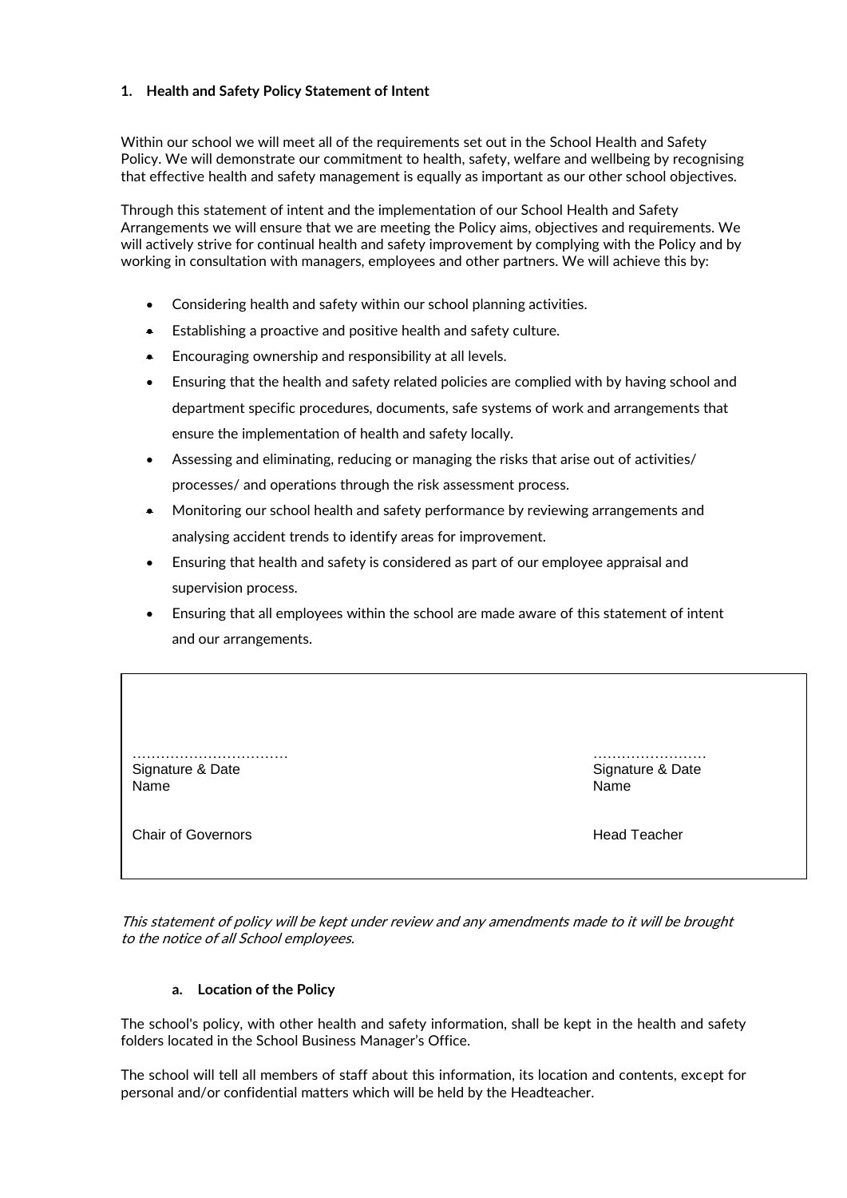## 1. Health and Safety Policy Statement of Intent

Within our school we will meet all of the requirements set out in the School Health and Safety Policy. We will demonstrate our commitment to health, safety, welfare and wellbeing by recognising that effective health and safety management is equally as important as our other school objectives.

Through this statement of intent and the implementation of our School Health and Safety Arrangements we will ensure that we are meeting the Policy aims, objectives and requirements. We will actively strive for continual health and safety improvement by complying with the Policy and by working in consultation with managers, employees and other partners. We will achieve this by:

- Considering health and safety within our school planning activities.
- Establishing a proactive and positive health and safety culture.
- Encouraging ownership and responsibility at all levels.
- Ensuring that the health and safety related policies are complied with by having school and department specific procedures, documents, safe systems of work and arrangements that ensure the implementation of health and safety locally.
- Assessing and eliminating, reducing or managing the risks that arise out of activities/ processes/ and operations through the risk assessment process.
- Monitoring our school health and safety performance by reviewing arrangements and analysing accident trends to identify areas for improvement.
- Ensuring that health and safety is considered as part of our employee appraisal and supervision process.
- Ensuring that all employees within the school are made aware of this statement of intent and our arrangements.

| | |
|---|---|
| …………………………… | …………………… |
| Signature & Date | Signature & Date |
| Name | Name |
| Chair of Governors | Head Teacher |

*This statement of policy will be kept under review and any amendments made to it will be brought to the notice of all School employees.*

### a. Location of the Policy

The school's policy, with other health and safety information, shall be kept in the health and safety folders located in the School Business Manager's Office.

The school will tell all members of staff about this information, its location and contents, except for personal and/or confidential matters which will be held by the Headteacher.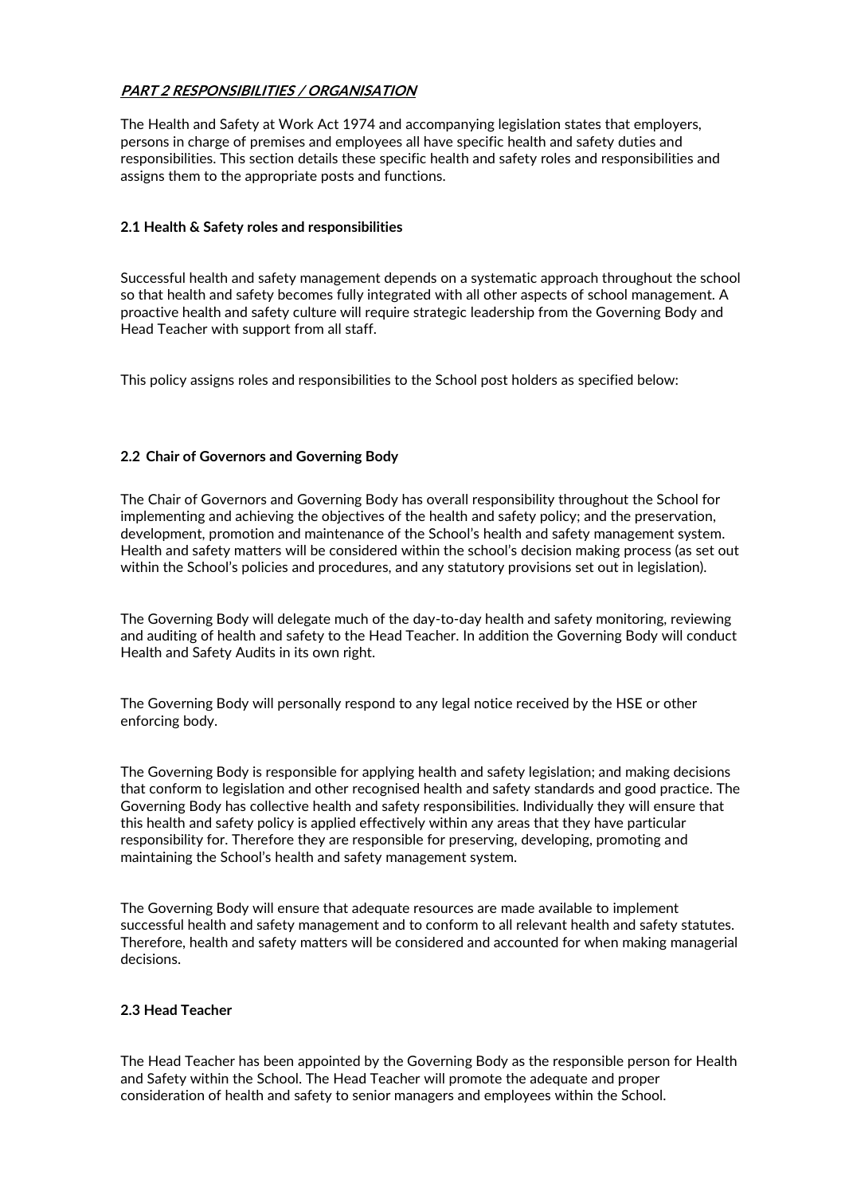## ***PART 2 RESPONSIBILITIES / ORGANISATION***

The Health and Safety at Work Act 1974 and accompanying legislation states that employers, persons in charge of premises and employees all have specific health and safety duties and responsibilities. This section details these specific health and safety roles and responsibilities and assigns them to the appropriate posts and functions.

### 2.1 Health & Safety roles and responsibilities

Successful health and safety management depends on a systematic approach throughout the school so that health and safety becomes fully integrated with all other aspects of school management. A proactive health and safety culture will require strategic leadership from the Governing Body and Head Teacher with support from all staff.

This policy assigns roles and responsibilities to the School post holders as specified below:

### 2.2 Chair of Governors and Governing Body

The Chair of Governors and Governing Body has overall responsibility throughout the School for implementing and achieving the objectives of the health and safety policy; and the preservation, development, promotion and maintenance of the School's health and safety management system. Health and safety matters will be considered within the school's decision making process (as set out within the School's policies and procedures, and any statutory provisions set out in legislation).

The Governing Body will delegate much of the day-to-day health and safety monitoring, reviewing and auditing of health and safety to the Head Teacher. In addition the Governing Body will conduct Health and Safety Audits in its own right.

The Governing Body will personally respond to any legal notice received by the HSE or other enforcing body.

The Governing Body is responsible for applying health and safety legislation; and making decisions that conform to legislation and other recognised health and safety standards and good practice. The Governing Body has collective health and safety responsibilities. Individually they will ensure that this health and safety policy is applied effectively within any areas that they have particular responsibility for. Therefore they are responsible for preserving, developing, promoting and maintaining the School's health and safety management system.

The Governing Body will ensure that adequate resources are made available to implement successful health and safety management and to conform to all relevant health and safety statutes. Therefore, health and safety matters will be considered and accounted for when making managerial decisions.

### 2.3 Head Teacher

The Head Teacher has been appointed by the Governing Body as the responsible person for Health and Safety within the School. The Head Teacher will promote the adequate and proper consideration of health and safety to senior managers and employees within the School.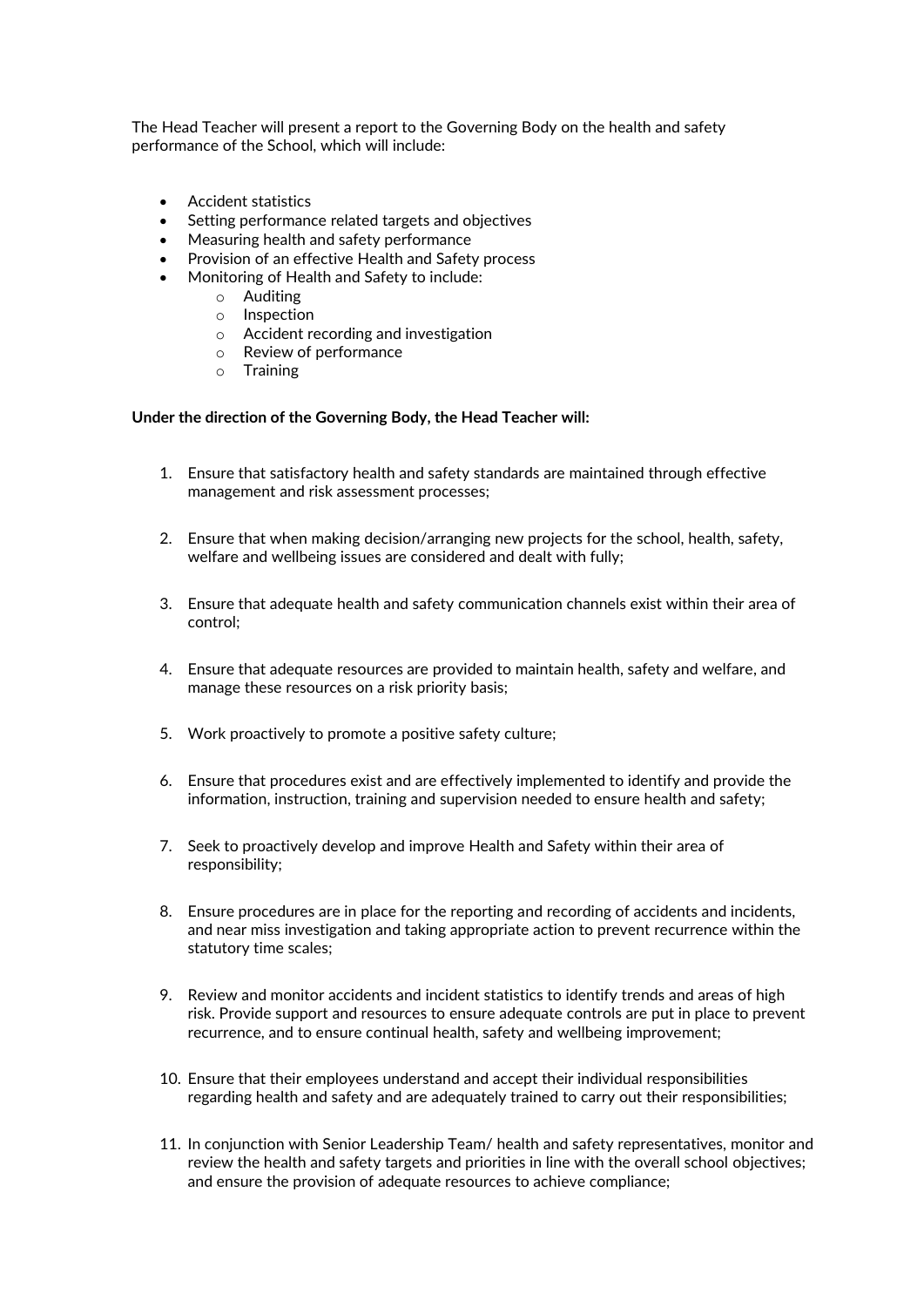The Head Teacher will present a report to the Governing Body on the health and safety performance of the School, which will include:

- Accident statistics
- Setting performance related targets and objectives
- Measuring health and safety performance
- Provision of an effective Health and Safety process
- Monitoring of Health and Safety to include:
    - Auditing
    - Inspection
    - Accident recording and investigation
    - Review of performance
    - Training

**Under the direction of the Governing Body, the Head Teacher will:**

1. Ensure that satisfactory health and safety standards are maintained through effective management and risk assessment processes;

2. Ensure that when making decision/arranging new projects for the school, health, safety, welfare and wellbeing issues are considered and dealt with fully;

3. Ensure that adequate health and safety communication channels exist within their area of control;

4. Ensure that adequate resources are provided to maintain health, safety and welfare, and manage these resources on a risk priority basis;

5. Work proactively to promote a positive safety culture;

6. Ensure that procedures exist and are effectively implemented to identify and provide the information, instruction, training and supervision needed to ensure health and safety;

7. Seek to proactively develop and improve Health and Safety within their area of responsibility;

8. Ensure procedures are in place for the reporting and recording of accidents and incidents, and near miss investigation and taking appropriate action to prevent recurrence within the statutory time scales;

9. Review and monitor accidents and incident statistics to identify trends and areas of high risk. Provide support and resources to ensure adequate controls are put in place to prevent recurrence, and to ensure continual health, safety and wellbeing improvement;

10. Ensure that their employees understand and accept their individual responsibilities regarding health and safety and are adequately trained to carry out their responsibilities;

11. In conjunction with Senior Leadership Team/ health and safety representatives, monitor and review the health and safety targets and priorities in line with the overall school objectives; and ensure the provision of adequate resources to achieve compliance;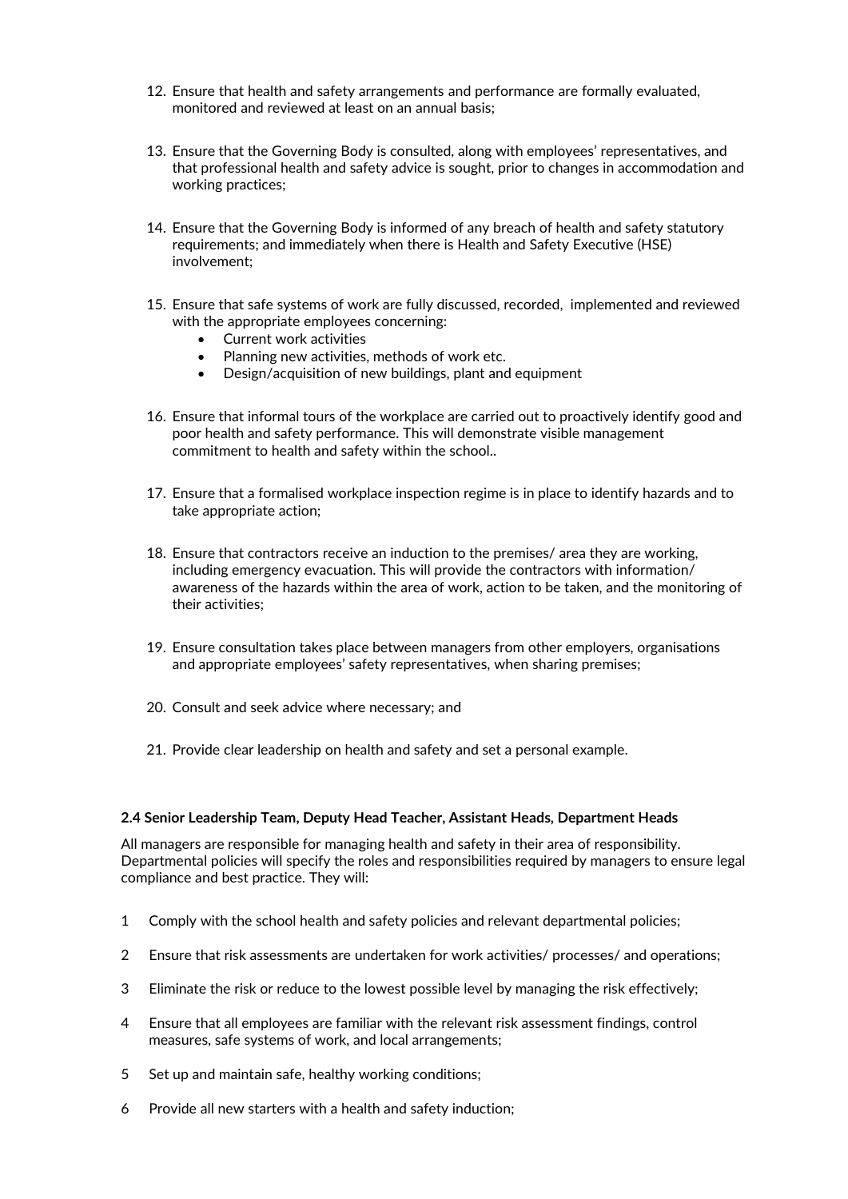12. Ensure that health and safety arrangements and performance are formally evaluated, monitored and reviewed at least on an annual basis;

13. Ensure that the Governing Body is consulted, along with employees' representatives, and that professional health and safety advice is sought, prior to changes in accommodation and working practices;

14. Ensure that the Governing Body is informed of any breach of health and safety statutory requirements; and immediately when there is Health and Safety Executive (HSE) involvement;

15. Ensure that safe systems of work are fully discussed, recorded, implemented and reviewed with the appropriate employees concerning:
    - Current work activities
    - Planning new activities, methods of work etc.
    - Design/acquisition of new buildings, plant and equipment

16. Ensure that informal tours of the workplace are carried out to proactively identify good and poor health and safety performance. This will demonstrate visible management commitment to health and safety within the school..

17. Ensure that a formalised workplace inspection regime is in place to identify hazards and to take appropriate action;

18. Ensure that contractors receive an induction to the premises/ area they are working, including emergency evacuation. This will provide the contractors with information/ awareness of the hazards within the area of work, action to be taken, and the monitoring of their activities;

19. Ensure consultation takes place between managers from other employers, organisations and appropriate employees' safety representatives, when sharing premises;

20. Consult and seek advice where necessary; and

21. Provide clear leadership on health and safety and set a personal example.

**2.4 Senior Leadership Team, Deputy Head Teacher, Assistant Heads, Department Heads**

All managers are responsible for managing health and safety in their area of responsibility. Departmental policies will specify the roles and responsibilities required by managers to ensure legal compliance and best practice. They will:

1. Comply with the school health and safety policies and relevant departmental policies;
2. Ensure that risk assessments are undertaken for work activities/ processes/ and operations;
3. Eliminate the risk or reduce to the lowest possible level by managing the risk effectively;
4. Ensure that all employees are familiar with the relevant risk assessment findings, control measures, safe systems of work, and local arrangements;
5. Set up and maintain safe, healthy working conditions;
6. Provide all new starters with a health and safety induction;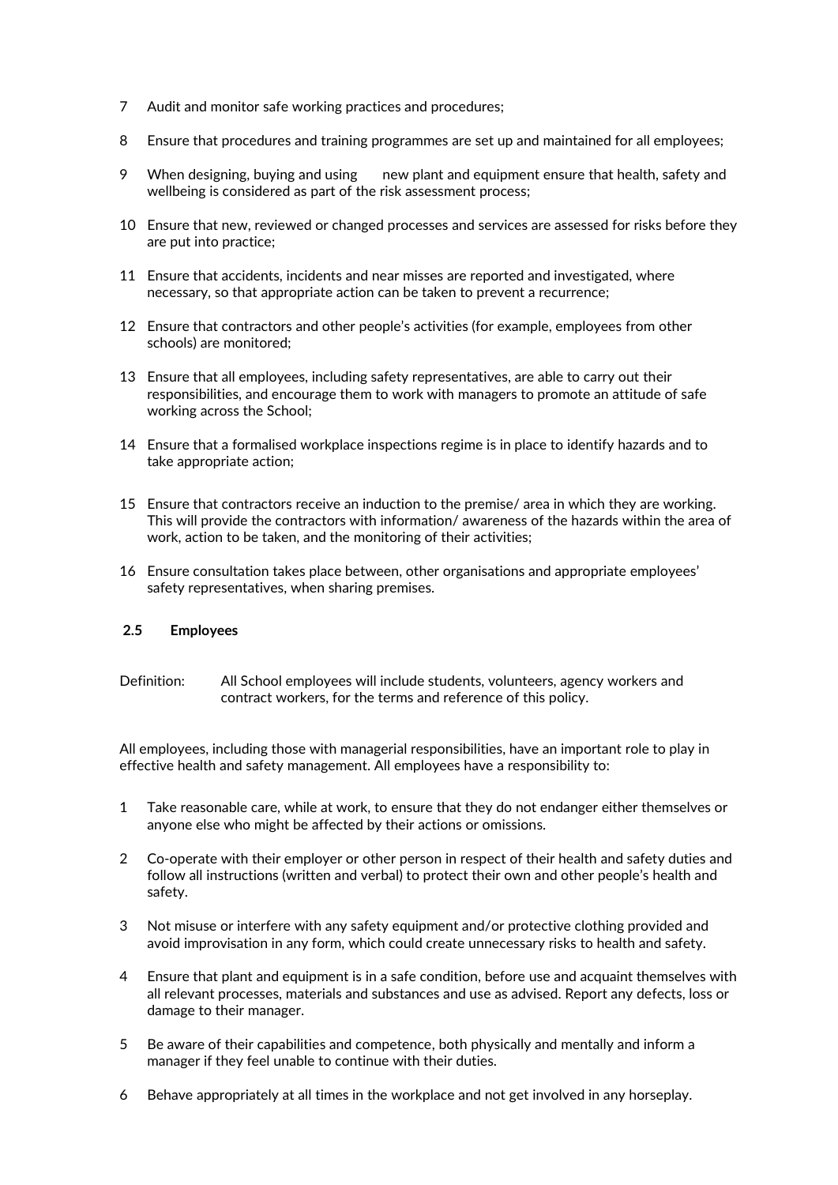7 Audit and monitor safe working practices and procedures;

8 Ensure that procedures and training programmes are set up and maintained for all employees;

9 When designing, buying and using new plant and equipment ensure that health, safety and wellbeing is considered as part of the risk assessment process;

10 Ensure that new, reviewed or changed processes and services are assessed for risks before they are put into practice;

11 Ensure that accidents, incidents and near misses are reported and investigated, where necessary, so that appropriate action can be taken to prevent a recurrence;

12 Ensure that contractors and other people's activities (for example, employees from other schools) are monitored;

13 Ensure that all employees, including safety representatives, are able to carry out their responsibilities, and encourage them to work with managers to promote an attitude of safe working across the School;

14 Ensure that a formalised workplace inspections regime is in place to identify hazards and to take appropriate action;

15 Ensure that contractors receive an induction to the premise/ area in which they are working. This will provide the contractors with information/ awareness of the hazards within the area of work, action to be taken, and the monitoring of their activities;

16 Ensure consultation takes place between, other organisations and appropriate employees' safety representatives, when sharing premises.

### 2.5 Employees

Definition: All School employees will include students, volunteers, agency workers and contract workers, for the terms and reference of this policy.

All employees, including those with managerial responsibilities, have an important role to play in effective health and safety management. All employees have a responsibility to:

1 Take reasonable care, while at work, to ensure that they do not endanger either themselves or anyone else who might be affected by their actions or omissions.

2 Co-operate with their employer or other person in respect of their health and safety duties and follow all instructions (written and verbal) to protect their own and other people's health and safety.

3 Not misuse or interfere with any safety equipment and/or protective clothing provided and avoid improvisation in any form, which could create unnecessary risks to health and safety.

4 Ensure that plant and equipment is in a safe condition, before use and acquaint themselves with all relevant processes, materials and substances and use as advised. Report any defects, loss or damage to their manager.

5 Be aware of their capabilities and competence, both physically and mentally and inform a manager if they feel unable to continue with their duties.

6 Behave appropriately at all times in the workplace and not get involved in any horseplay.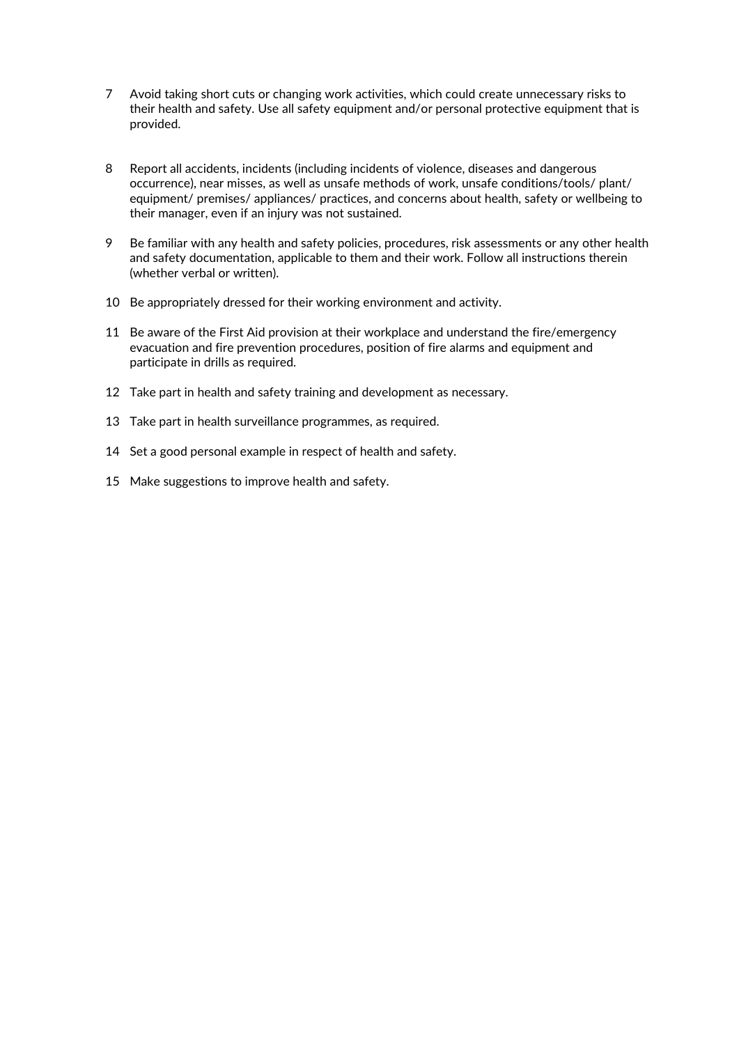7. Avoid taking short cuts or changing work activities, which could create unnecessary risks to their health and safety. Use all safety equipment and/or personal protective equipment that is provided.

8. Report all accidents, incidents (including incidents of violence, diseases and dangerous occurrence), near misses, as well as unsafe methods of work, unsafe conditions/tools/ plant/ equipment/ premises/ appliances/ practices, and concerns about health, safety or wellbeing to their manager, even if an injury was not sustained.

9. Be familiar with any health and safety policies, procedures, risk assessments or any other health and safety documentation, applicable to them and their work. Follow all instructions therein (whether verbal or written).

10. Be appropriately dressed for their working environment and activity.

11. Be aware of the First Aid provision at their workplace and understand the fire/emergency evacuation and fire prevention procedures, position of fire alarms and equipment and participate in drills as required.

12. Take part in health and safety training and development as necessary.

13. Take part in health surveillance programmes, as required.

14. Set a good personal example in respect of health and safety.

15. Make suggestions to improve health and safety.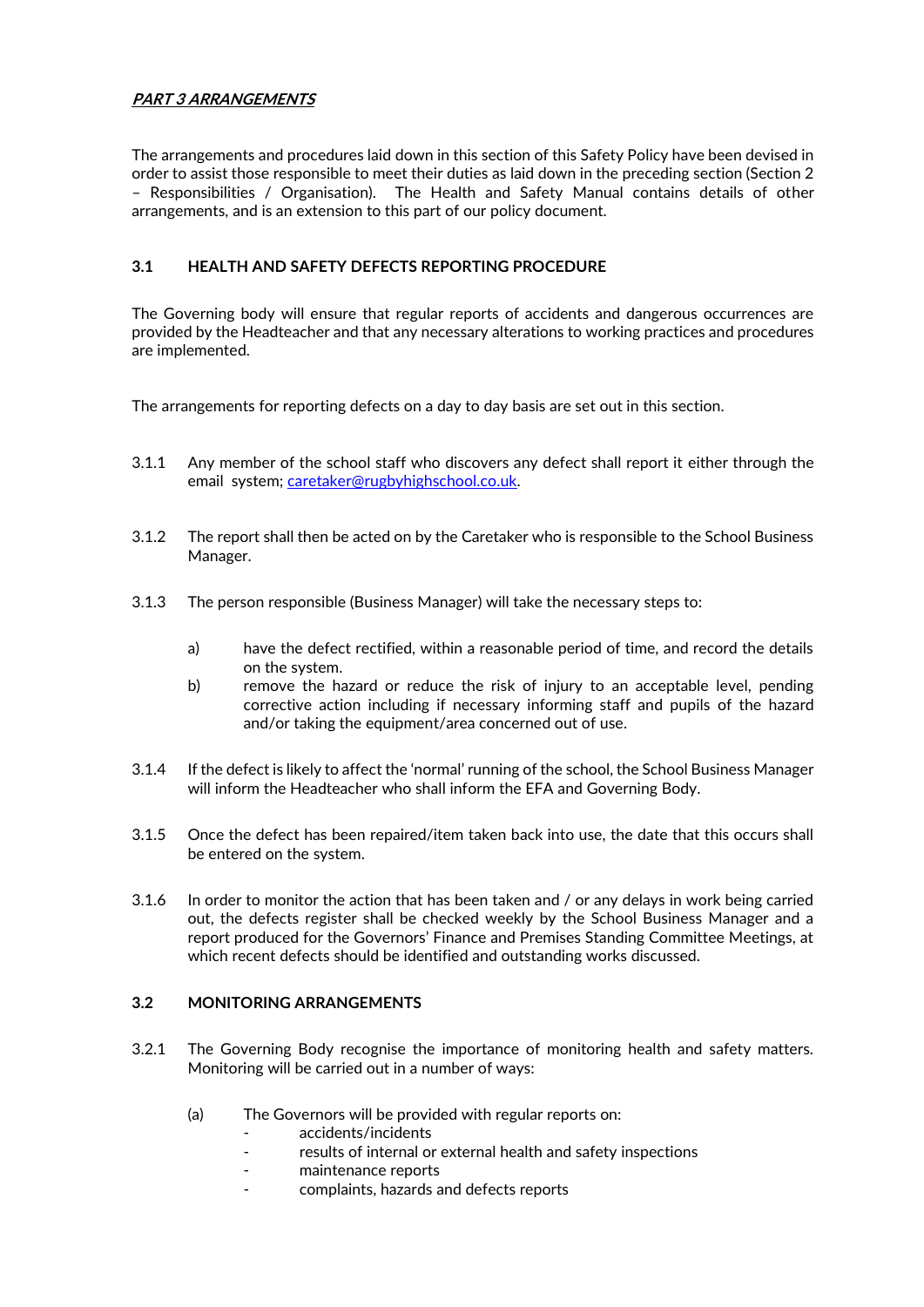***PART 3 ARRANGEMENTS***

The arrangements and procedures laid down in this section of this Safety Policy have been devised in order to assist those responsible to meet their duties as laid down in the preceding section (Section 2 – Responsibilities / Organisation). The Health and Safety Manual contains details of other arrangements, and is an extension to this part of our policy document.

### 3.1 HEALTH AND SAFETY DEFECTS REPORTING PROCEDURE

The Governing body will ensure that regular reports of accidents and dangerous occurrences are provided by the Headteacher and that any necessary alterations to working practices and procedures are implemented.

The arrangements for reporting defects on a day to day basis are set out in this section.

3.1.1 Any member of the school staff who discovers any defect shall report it either through the email system; [caretaker@rugbyhighschool.co.uk](mailto:caretaker@rugbyhighschool.co.uk).

3.1.2 The report shall then be acted on by the Caretaker who is responsible to the School Business Manager.

3.1.3 The person responsible (Business Manager) will take the necessary steps to:

a) have the defect rectified, within a reasonable period of time, and record the details on the system.

b) remove the hazard or reduce the risk of injury to an acceptable level, pending corrective action including if necessary informing staff and pupils of the hazard and/or taking the equipment/area concerned out of use.

3.1.4 If the defect is likely to affect the 'normal' running of the school, the School Business Manager will inform the Headteacher who shall inform the EFA and Governing Body.

3.1.5 Once the defect has been repaired/item taken back into use, the date that this occurs shall be entered on the system.

3.1.6 In order to monitor the action that has been taken and / or any delays in work being carried out, the defects register shall be checked weekly by the School Business Manager and a report produced for the Governors' Finance and Premises Standing Committee Meetings, at which recent defects should be identified and outstanding works discussed.

### 3.2 MONITORING ARRANGEMENTS

3.2.1 The Governing Body recognise the importance of monitoring health and safety matters. Monitoring will be carried out in a number of ways:

(a) The Governors will be provided with regular reports on:

- accidents/incidents
- results of internal or external health and safety inspections
- maintenance reports
- complaints, hazards and defects reports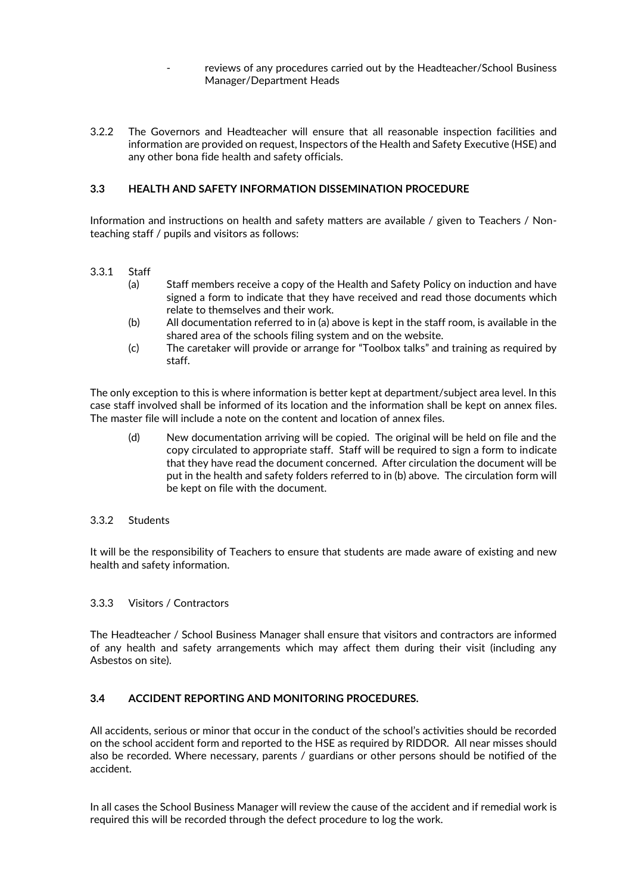- reviews of any procedures carried out by the Headteacher/School Business Manager/Department Heads

3.2.2 The Governors and Headteacher will ensure that all reasonable inspection facilities and information are provided on request, Inspectors of the Health and Safety Executive (HSE) and any other bona fide health and safety officials.

### 3.3 HEALTH AND SAFETY INFORMATION DISSEMINATION PROCEDURE

Information and instructions on health and safety matters are available / given to Teachers / Non-teaching staff / pupils and visitors as follows:

3.3.1 Staff

(a) Staff members receive a copy of the Health and Safety Policy on induction and have signed a form to indicate that they have received and read those documents which relate to themselves and their work.

(b) All documentation referred to in (a) above is kept in the staff room, is available in the shared area of the schools filing system and on the website.

(c) The caretaker will provide or arrange for "Toolbox talks" and training as required by staff.

The only exception to this is where information is better kept at department/subject area level. In this case staff involved shall be informed of its location and the information shall be kept on annex files. The master file will include a note on the content and location of annex files.

(d) New documentation arriving will be copied. The original will be held on file and the copy circulated to appropriate staff. Staff will be required to sign a form to indicate that they have read the document concerned. After circulation the document will be put in the health and safety folders referred to in (b) above. The circulation form will be kept on file with the document.

3.3.2 Students

It will be the responsibility of Teachers to ensure that students are made aware of existing and new health and safety information.

3.3.3 Visitors / Contractors

The Headteacher / School Business Manager shall ensure that visitors and contractors are informed of any health and safety arrangements which may affect them during their visit (including any Asbestos on site).

### 3.4 ACCIDENT REPORTING AND MONITORING PROCEDURES.

All accidents, serious or minor that occur in the conduct of the school's activities should be recorded on the school accident form and reported to the HSE as required by RIDDOR. All near misses should also be recorded. Where necessary, parents / guardians or other persons should be notified of the accident.

In all cases the School Business Manager will review the cause of the accident and if remedial work is required this will be recorded through the defect procedure to log the work.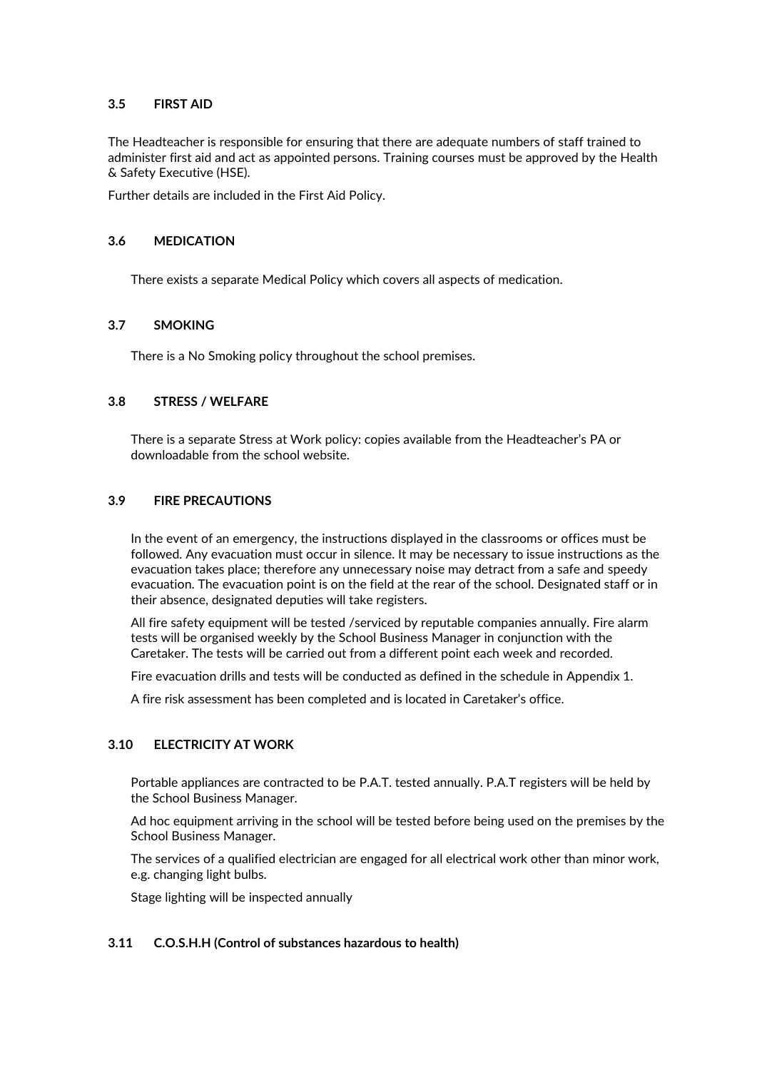### 3.5 FIRST AID

The Headteacher is responsible for ensuring that there are adequate numbers of staff trained to administer first aid and act as appointed persons. Training courses must be approved by the Health & Safety Executive (HSE).

Further details are included in the First Aid Policy.

### 3.6 MEDICATION

There exists a separate Medical Policy which covers all aspects of medication.

### 3.7 SMOKING

There is a No Smoking policy throughout the school premises.

### 3.8 STRESS / WELFARE

There is a separate Stress at Work policy: copies available from the Headteacher's PA or downloadable from the school website.

### 3.9 FIRE PRECAUTIONS

In the event of an emergency, the instructions displayed in the classrooms or offices must be followed. Any evacuation must occur in silence. It may be necessary to issue instructions as the evacuation takes place; therefore any unnecessary noise may detract from a safe and speedy evacuation. The evacuation point is on the field at the rear of the school. Designated staff or in their absence, designated deputies will take registers.

All fire safety equipment will be tested /serviced by reputable companies annually. Fire alarm tests will be organised weekly by the School Business Manager in conjunction with the Caretaker. The tests will be carried out from a different point each week and recorded.

Fire evacuation drills and tests will be conducted as defined in the schedule in Appendix 1.

A fire risk assessment has been completed and is located in Caretaker's office.

### 3.10 ELECTRICITY AT WORK

Portable appliances are contracted to be P.A.T. tested annually. P.A.T registers will be held by the School Business Manager.

Ad hoc equipment arriving in the school will be tested before being used on the premises by the School Business Manager.

The services of a qualified electrician are engaged for all electrical work other than minor work, e.g. changing light bulbs.

Stage lighting will be inspected annually

### 3.11 C.O.S.H.H (Control of substances hazardous to health)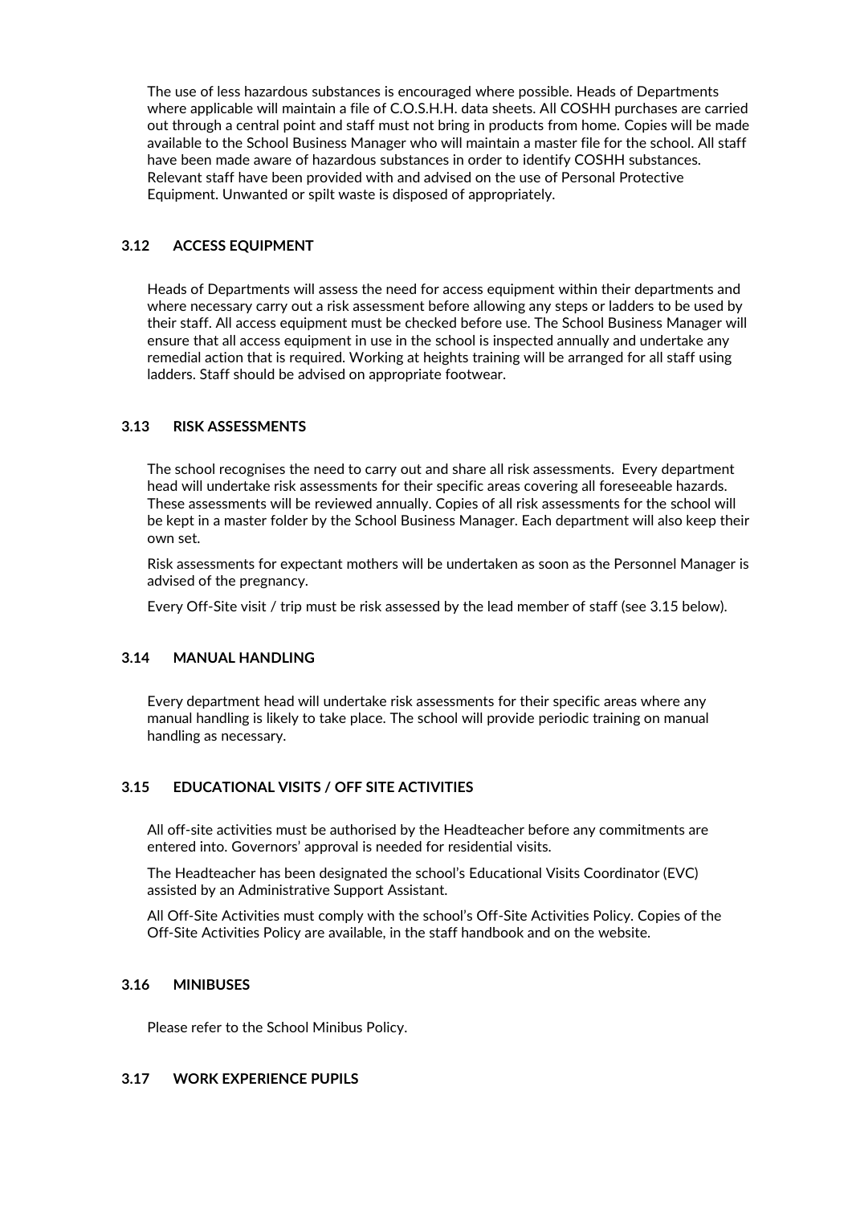The use of less hazardous substances is encouraged where possible. Heads of Departments where applicable will maintain a file of C.O.S.H.H. data sheets. All COSHH purchases are carried out through a central point and staff must not bring in products from home. Copies will be made available to the School Business Manager who will maintain a master file for the school. All staff have been made aware of hazardous substances in order to identify COSHH substances. Relevant staff have been provided with and advised on the use of Personal Protective Equipment. Unwanted or spilt waste is disposed of appropriately.

### 3.12 ACCESS EQUIPMENT

Heads of Departments will assess the need for access equipment within their departments and where necessary carry out a risk assessment before allowing any steps or ladders to be used by their staff. All access equipment must be checked before use. The School Business Manager will ensure that all access equipment in use in the school is inspected annually and undertake any remedial action that is required. Working at heights training will be arranged for all staff using ladders. Staff should be advised on appropriate footwear.

### 3.13 RISK ASSESSMENTS

The school recognises the need to carry out and share all risk assessments. Every department head will undertake risk assessments for their specific areas covering all foreseeable hazards. These assessments will be reviewed annually. Copies of all risk assessments for the school will be kept in a master folder by the School Business Manager. Each department will also keep their own set.

Risk assessments for expectant mothers will be undertaken as soon as the Personnel Manager is advised of the pregnancy.

Every Off-Site visit / trip must be risk assessed by the lead member of staff (see 3.15 below).

### 3.14 MANUAL HANDLING

Every department head will undertake risk assessments for their specific areas where any manual handling is likely to take place. The school will provide periodic training on manual handling as necessary.

### 3.15 EDUCATIONAL VISITS / OFF SITE ACTIVITIES

All off-site activities must be authorised by the Headteacher before any commitments are entered into. Governors' approval is needed for residential visits.

The Headteacher has been designated the school's Educational Visits Coordinator (EVC) assisted by an Administrative Support Assistant.

All Off-Site Activities must comply with the school's Off-Site Activities Policy. Copies of the Off-Site Activities Policy are available, in the staff handbook and on the website.

### 3.16 MINIBUSES

Please refer to the School Minibus Policy.

### 3.17 WORK EXPERIENCE PUPILS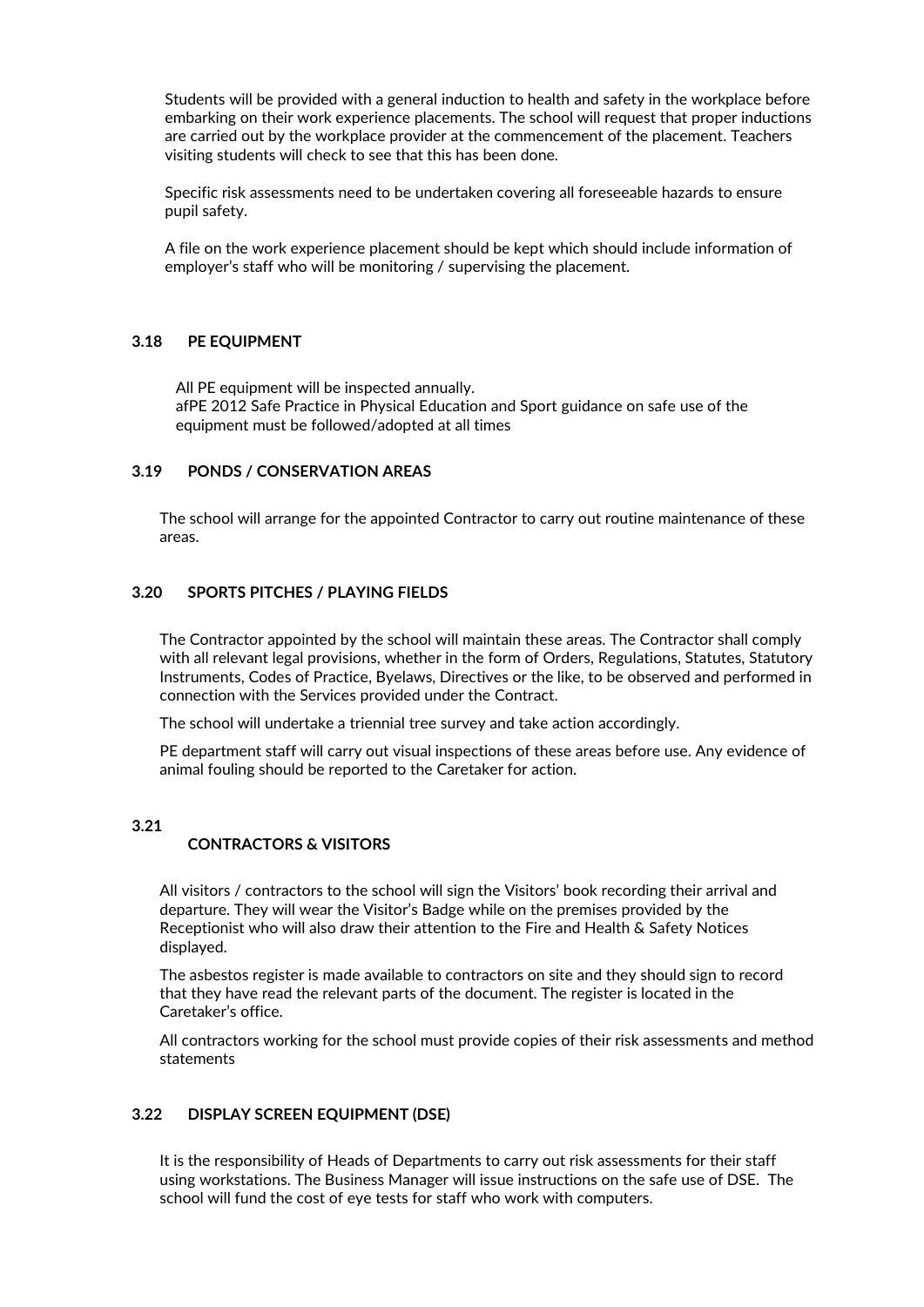Students will be provided with a general induction to health and safety in the workplace before embarking on their work experience placements. The school will request that proper inductions are carried out by the workplace provider at the commencement of the placement. Teachers visiting students will check to see that this has been done.

Specific risk assessments need to be undertaken covering all foreseeable hazards to ensure pupil safety.

A file on the work experience placement should be kept which should include information of employer's staff who will be monitoring / supervising the placement.

### 3.18 PE EQUIPMENT

All PE equipment will be inspected annually.
afPE 2012 Safe Practice in Physical Education and Sport guidance on safe use of the equipment must be followed/adopted at all times

### 3.19 PONDS / CONSERVATION AREAS

The school will arrange for the appointed Contractor to carry out routine maintenance of these areas.

### 3.20 SPORTS PITCHES / PLAYING FIELDS

The Contractor appointed by the school will maintain these areas. The Contractor shall comply with all relevant legal provisions, whether in the form of Orders, Regulations, Statutes, Statutory Instruments, Codes of Practice, Byelaws, Directives or the like, to be observed and performed in connection with the Services provided under the Contract.

The school will undertake a triennial tree survey and take action accordingly.

PE department staff will carry out visual inspections of these areas before use. Any evidence of animal fouling should be reported to the Caretaker for action.

### 3.21 CONTRACTORS & VISITORS

All visitors / contractors to the school will sign the Visitors' book recording their arrival and departure. They will wear the Visitor's Badge while on the premises provided by the Receptionist who will also draw their attention to the Fire and Health & Safety Notices displayed.

The asbestos register is made available to contractors on site and they should sign to record that they have read the relevant parts of the document. The register is located in the Caretaker's office.

All contractors working for the school must provide copies of their risk assessments and method statements

### 3.22 DISPLAY SCREEN EQUIPMENT (DSE)

It is the responsibility of Heads of Departments to carry out risk assessments for their staff using workstations. The Business Manager will issue instructions on the safe use of DSE. The school will fund the cost of eye tests for staff who work with computers.